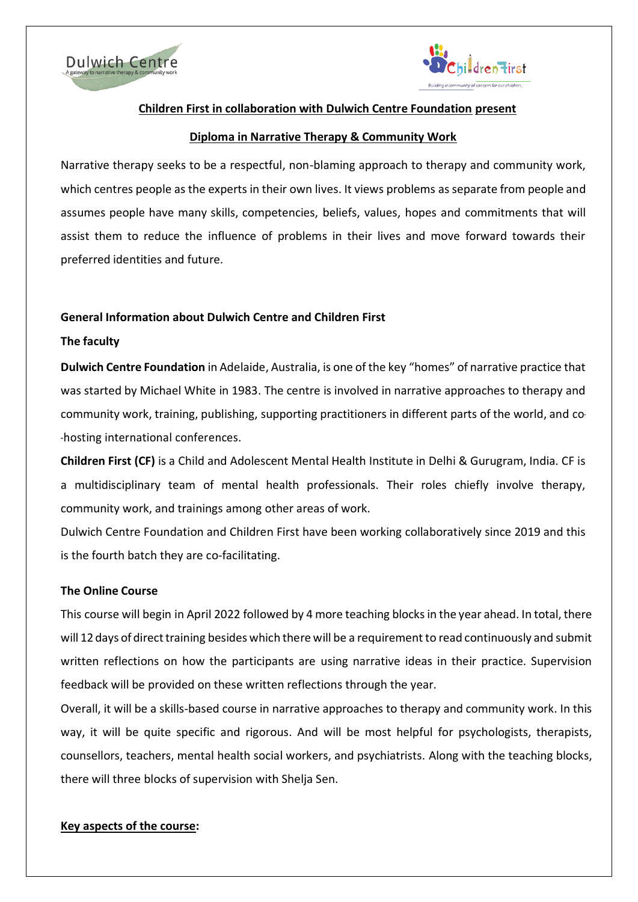**Children First in collaboration with Dulwich Centre Foundation present**

**Diploma in Narrative Therapy & Community Work**

Narrative therapy seeks to be a respectful, non-blaming approach to therapy and community work, which centres people as the experts in their own lives. It views problems as separate from people and assumes people have many skills, competencies, beliefs, values, hopes and commitments that will assist them to reduce the influence of problems in their lives and move forward towards their preferred identities and future.

**General Information about Dulwich Centre and Children First**

**The faculty**

**Dulwich Centre Foundation** in Adelaide, Australia, is one of the key "homes" of narrative practice that was started by Michael White in 1983. The centre is involved in narrative approaches to therapy and community work, training, publishing, supporting practitioners in different parts of the world, and co-hosting international conferences.

**Children First (CF)** is a Child and Adolescent Mental Health Institute in Delhi & Gurugram, India. CF is a multidisciplinary team of mental health professionals. Their roles chiefly involve therapy, community work, and trainings among other areas of work.

Dulwich Centre Foundation and Children First have been working collaboratively since 2019 and this is the fourth batch they are co-facilitating.

**The Online Course**

This course will begin in April 2022 followed by 4 more teaching blocks in the year ahead. In total, there will 12 days of direct training besides which there will be a requirement to read continuously and submit written reflections on how the participants are using narrative ideas in their practice. Supervision feedback will be provided on these written reflections through the year.

Overall, it will be a skills-based course in narrative approaches to therapy and community work. In this way, it will be quite specific and rigorous. And will be most helpful for psychologists, therapists, counsellors, teachers, mental health social workers, and psychiatrists. Along with the teaching blocks, there will three blocks of supervision with Shelja Sen.

**Key aspects of the course:**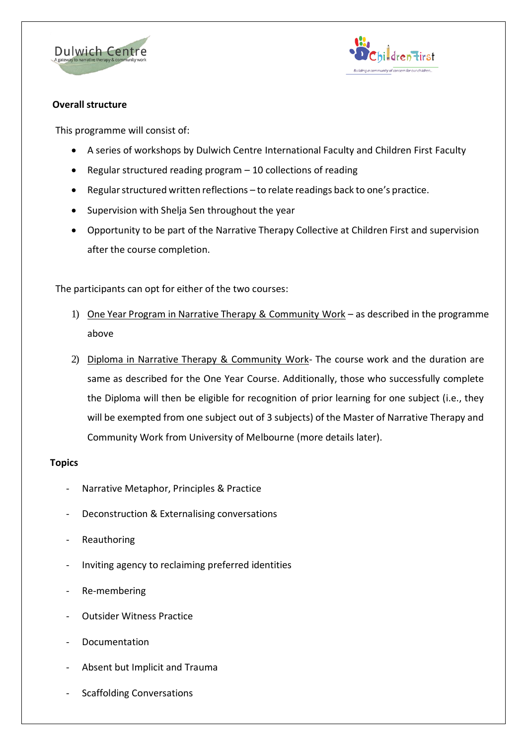**Overall structure**

This programme will consist of:

- A series of workshops by Dulwich Centre International Faculty and Children First Faculty
- Regular structured reading program – 10 collections of reading
- Regular structured written reflections – to relate readings back to one's practice.
- Supervision with Shelja Sen throughout the year
- Opportunity to be part of the Narrative Therapy Collective at Children First and supervision after the course completion.

The participants can opt for either of the two courses:

1) One Year Program in Narrative Therapy & Community Work – as described in the programme above
2) Diploma in Narrative Therapy & Community Work- The course work and the duration are same as described for the One Year Course. Additionally, those who successfully complete the Diploma will then be eligible for recognition of prior learning for one subject (i.e., they will be exempted from one subject out of 3 subjects) of the Master of Narrative Therapy and Community Work from University of Melbourne (more details later).

**Topics**

- Narrative Metaphor, Principles & Practice
- Deconstruction & Externalising conversations
- Reauthoring
- Inviting agency to reclaiming preferred identities
- Re-membering
- Outsider Witness Practice
- Documentation
- Absent but Implicit and Trauma
- Scaffolding Conversations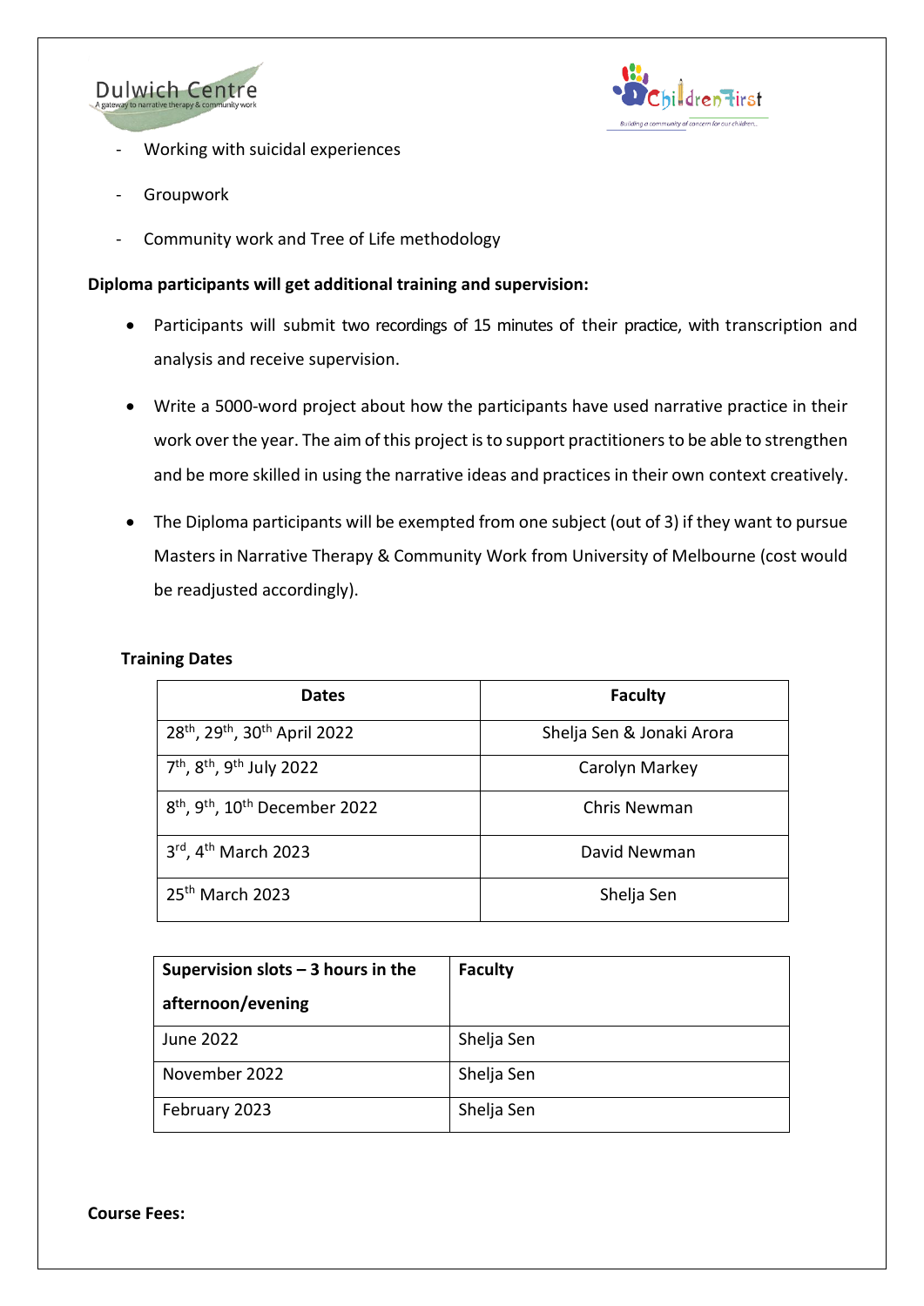- Working with suicidal experiences
- Groupwork
- Community work and Tree of Life methodology

**Diploma participants will get additional training and supervision:**

- Participants will submit two recordings of 15 minutes of their practice, with transcription and analysis and receive supervision.
- Write a 5000-word project about how the participants have used narrative practice in their work over the year. The aim of this project is to support practitioners to be able to strengthen and be more skilled in using the narrative ideas and practices in their own context creatively.
- The Diploma participants will be exempted from one subject (out of 3) if they want to pursue Masters in Narrative Therapy & Community Work from University of Melbourne (cost would be readjusted accordingly).

**Training Dates**

| Dates | Faculty |
|---|---|
| 28th, 29th, 30th April 2022 | Shelja Sen & Jonaki Arora |
| 7th, 8th, 9th July 2022 | Carolyn Markey |
| 8th, 9th, 10th December 2022 | Chris Newman |
| 3rd, 4th March 2023 | David Newman |
| 25th March 2023 | Shelja Sen |

| Supervision slots – 3 hours in the afternoon/evening | Faculty |
|---|---|
| June 2022 | Shelja Sen |
| November 2022 | Shelja Sen |
| February 2023 | Shelja Sen |

**Course Fees:**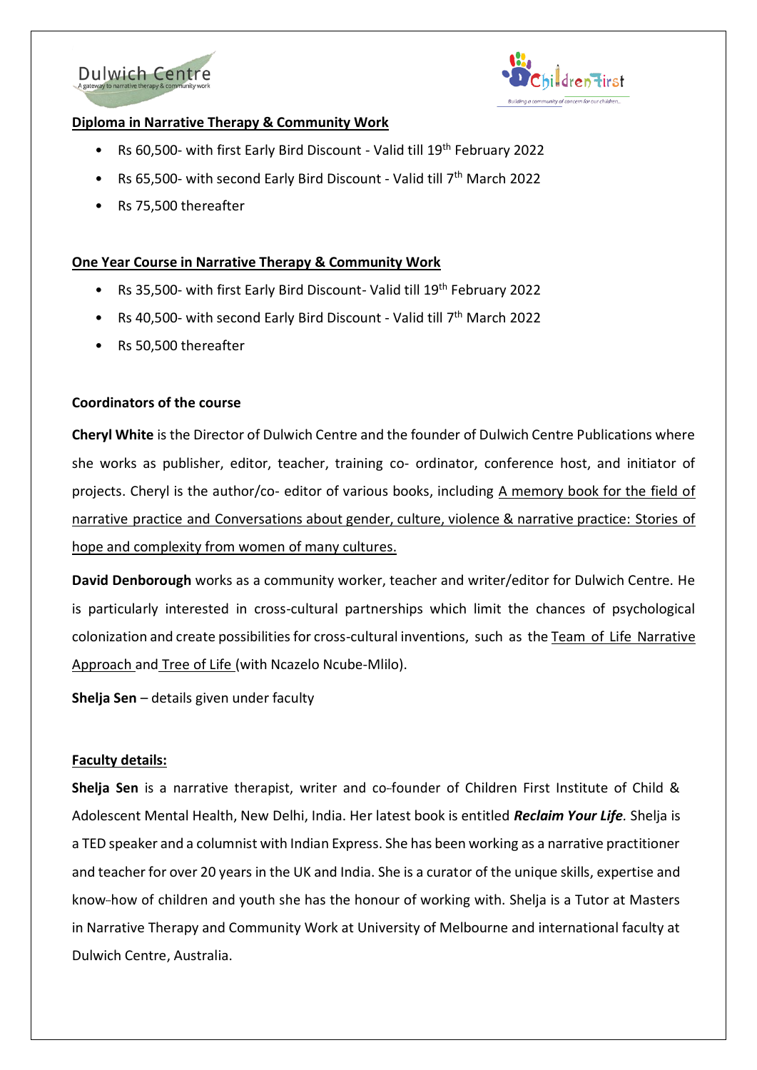Dulwich Centre
A gateway to narrative therapy & community work

Children First
Building a community of concern for our children...

**Diploma in Narrative Therapy & Community Work**

- Rs 60,500- with first Early Bird Discount - Valid till 19th February 2022
- Rs 65,500- with second Early Bird Discount - Valid till 7th March 2022
- Rs 75,500 thereafter

**One Year Course in Narrative Therapy & Community Work**

- Rs 35,500- with first Early Bird Discount- Valid till 19th February 2022
- Rs 40,500- with second Early Bird Discount - Valid till 7th March 2022
- Rs 50,500 thereafter

**Coordinators of the course**

**Cheryl White** is the Director of Dulwich Centre and the founder of Dulwich Centre Publications where she works as publisher, editor, teacher, training co- ordinator, conference host, and initiator of projects. Cheryl is the author/co- editor of various books, including A memory book for the field of narrative practice and Conversations about gender, culture, violence & narrative practice: Stories of hope and complexity from women of many cultures.

**David Denborough** works as a community worker, teacher and writer/editor for Dulwich Centre. He is particularly interested in cross-cultural partnerships which limit the chances of psychological colonization and create possibilities for cross-cultural inventions, such as the Team of Life Narrative Approach and Tree of Life (with Ncazelo Ncube-Mlilo).

**Shelja Sen** – details given under faculty

**Faculty details:**

**Shelja Sen** is a narrative therapist, writer and co-founder of Children First Institute of Child & Adolescent Mental Health, New Delhi, India. Her latest book is entitled ***Reclaim Your Life***. Shelja is a TED speaker and a columnist with Indian Express. She has been working as a narrative practitioner and teacher for over 20 years in the UK and India. She is a curator of the unique skills, expertise and know-how of children and youth she has the honour of working with. Shelja is a Tutor at Masters in Narrative Therapy and Community Work at University of Melbourne and international faculty at Dulwich Centre, Australia.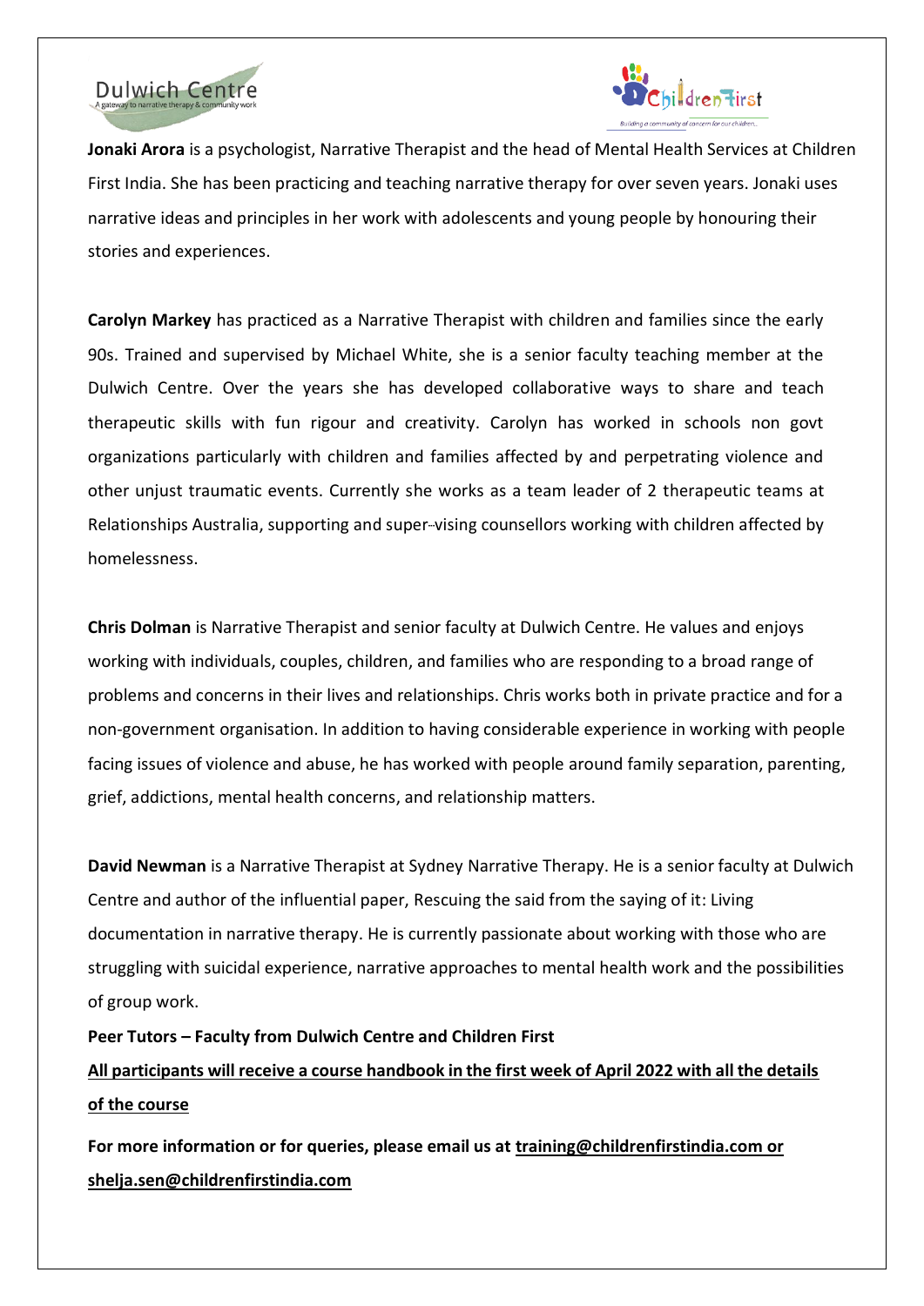**Jonaki Arora** is a psychologist, Narrative Therapist and the head of Mental Health Services at Children First India. She has been practicing and teaching narrative therapy for over seven years. Jonaki uses narrative ideas and principles in her work with adolescents and young people by honouring their stories and experiences.

**Carolyn Markey** has practiced as a Narrative Therapist with children and families since the early 90s. Trained and supervised by Michael White, she is a senior faculty teaching member at the Dulwich Centre. Over the years she has developed collaborative ways to share and teach therapeutic skills with fun rigour and creativity. Carolyn has worked in schools non govt organizations particularly with children and families affected by and perpetrating violence and other unjust traumatic events. Currently she works as a team leader of 2 therapeutic teams at Relationships Australia, supporting and super-vising counsellors working with children affected by homelessness.

**Chris Dolman** is Narrative Therapist and senior faculty at Dulwich Centre. He values and enjoys working with individuals, couples, children, and families who are responding to a broad range of problems and concerns in their lives and relationships. Chris works both in private practice and for a non-government organisation. In addition to having considerable experience in working with people facing issues of violence and abuse, he has worked with people around family separation, parenting, grief, addictions, mental health concerns, and relationship matters.

**David Newman** is a Narrative Therapist at Sydney Narrative Therapy. He is a senior faculty at Dulwich Centre and author of the influential paper, Rescuing the said from the saying of it: Living documentation in narrative therapy. He is currently passionate about working with those who are struggling with suicidal experience, narrative approaches to mental health work and the possibilities of group work.

**Peer Tutors – Faculty from Dulwich Centre and Children First**

**All participants will receive a course handbook in the first week of April 2022 with all the details of the course**

**For more information or for queries, please email us at training@childrenfirstindia.com or shelja.sen@childrenfirstindia.com**